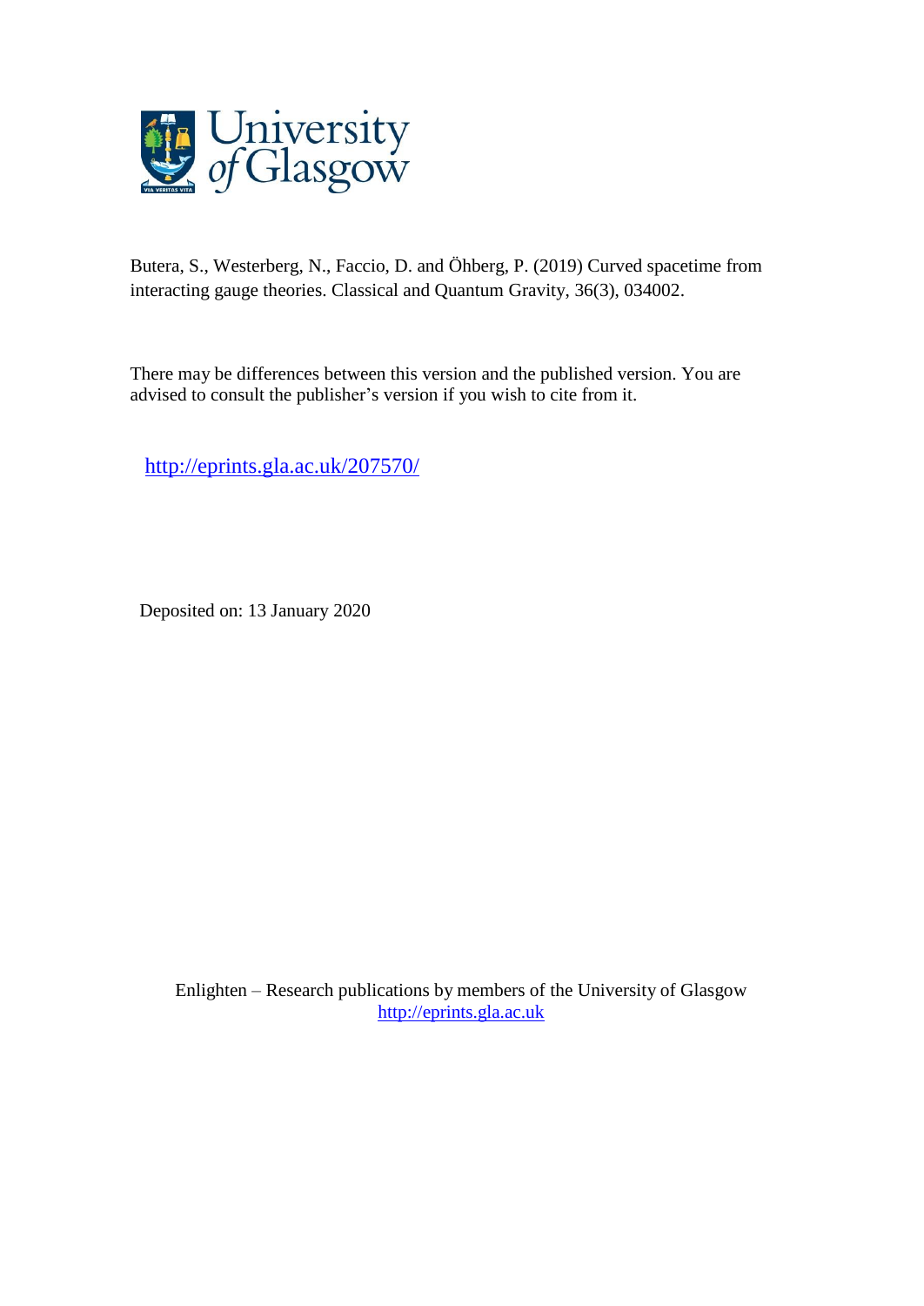Butera, S., Westerberg, N., Faccio, D. and Öhberg, P. (2019) Curved spacetime from interacting gauge theories. Classical and Quantum Gravity, 36(3), 034002.

There may be differences between this version and the published version. You are advised to consult the publisher's version if you wish to cite from it.

http://eprints.gla.ac.uk/207570/

Deposited on: 13 January 2020

Enlighten – Research publications by members of the University of Glasgow
http://eprints.gla.ac.uk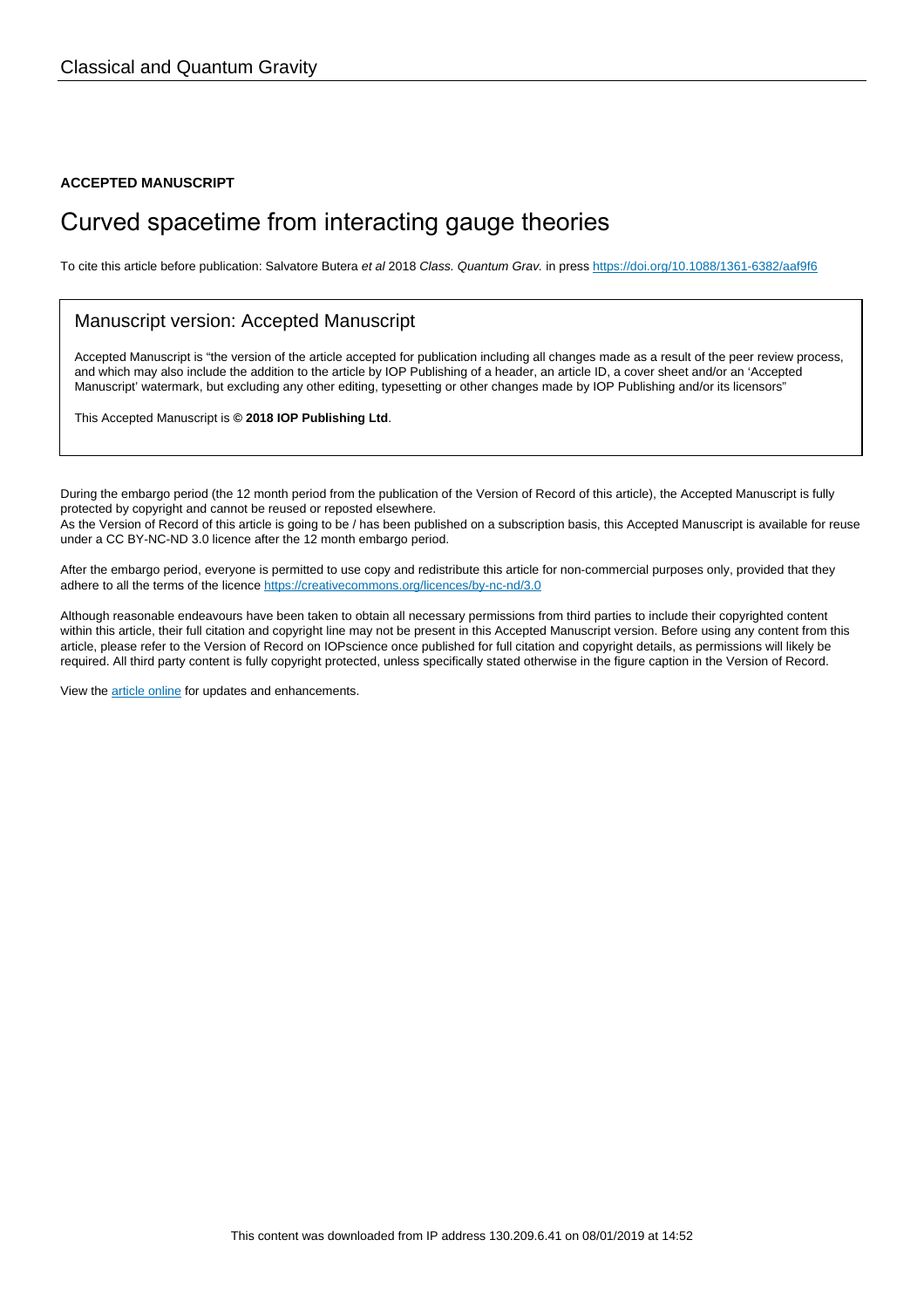Classical and Quantum Gravity

**ACCEPTED MANUSCRIPT**

# Curved spacetime from interacting gauge theories

To cite this article before publication: Salvatore Butera *et al* 2018 *Class. Quantum Grav.* in press https://doi.org/10.1088/1361-6382/aaf9f6

## Manuscript version: Accepted Manuscript

Accepted Manuscript is "the version of the article accepted for publication including all changes made as a result of the peer review process, and which may also include the addition to the article by IOP Publishing of a header, an article ID, a cover sheet and/or an 'Accepted Manuscript' watermark, but excluding any other editing, typesetting or other changes made by IOP Publishing and/or its licensors"

This Accepted Manuscript is **© 2018 IOP Publishing Ltd**.

During the embargo period (the 12 month period from the publication of the Version of Record of this article), the Accepted Manuscript is fully protected by copyright and cannot be reused or reposted elsewhere.
As the Version of Record of this article is going to be / has been published on a subscription basis, this Accepted Manuscript is available for reuse under a CC BY-NC-ND 3.0 licence after the 12 month embargo period.

After the embargo period, everyone is permitted to use copy and redistribute this article for non-commercial purposes only, provided that they adhere to all the terms of the licence https://creativecommons.org/licences/by-nc-nd/3.0

Although reasonable endeavours have been taken to obtain all necessary permissions from third parties to include their copyrighted content within this article, their full citation and copyright line may not be present in this Accepted Manuscript version. Before using any content from this article, please refer to the Version of Record on IOPscience once published for full citation and copyright details, as permissions will likely be required. All third party content is fully copyright protected, unless specifically stated otherwise in the figure caption in the Version of Record.

View the article online for updates and enhancements.

This content was downloaded from IP address 130.209.6.41 on 08/01/2019 at 14:52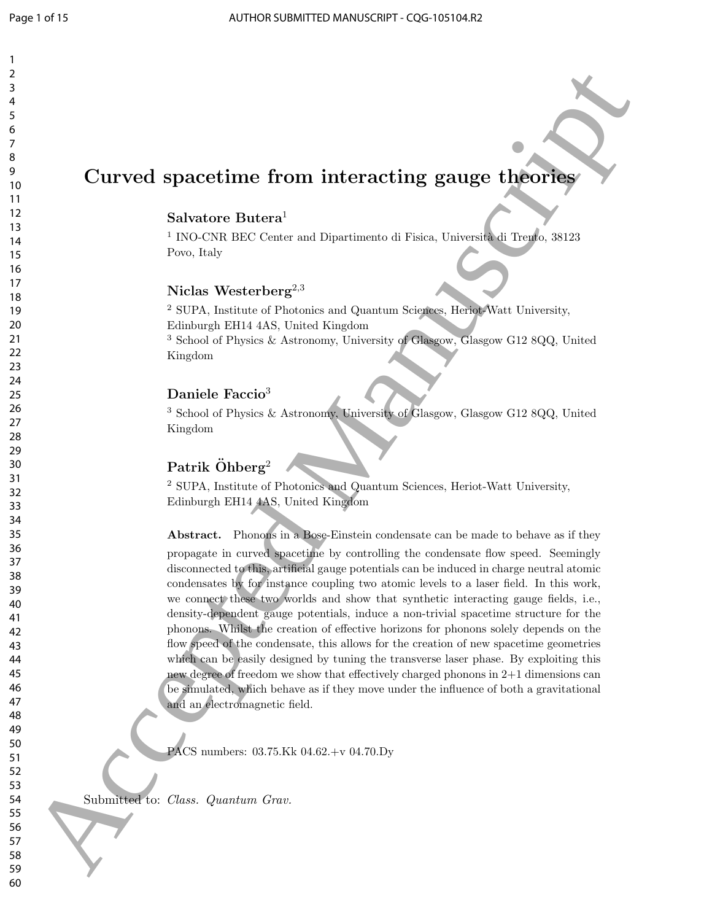# Curved spacetime from interacting gauge theories

**Salvatore Butera**[1]

[1] INO-CNR BEC Center and Dipartimento di Fisica, Università di Trento, 38123 Povo, Italy

**Niclas Westerberg**[2,3]

[2] SUPA, Institute of Photonics and Quantum Sciences, Heriot-Watt University, Edinburgh EH14 4AS, United Kingdom

[3] School of Physics & Astronomy, University of Glasgow, Glasgow G12 8QQ, United Kingdom

**Daniele Faccio**[3]

[3] School of Physics & Astronomy, University of Glasgow, Glasgow G12 8QQ, United Kingdom

**Patrik Öhberg**[2]

[2] SUPA, Institute of Photonics and Quantum Sciences, Heriot-Watt University, Edinburgh EH14 4AS, United Kingdom

**Abstract.** Phonons in a Bose-Einstein condensate can be made to behave as if they propagate in curved spacetime by controlling the condensate flow speed. Seemingly disconnected to this, artificial gauge potentials can be induced in charge neutral atomic condensates by for instance coupling two atomic levels to a laser field. In this work, we connect these two worlds and show that synthetic interacting gauge fields, i.e., density-dependent gauge potentials, induce a non-trivial spacetime structure for the phonons. Whilst the creation of effective horizons for phonons solely depends on the flow speed of the condensate, this allows for the creation of new spacetime geometries which can be easily designed by tuning the transverse laser phase. By exploiting this new degree of freedom we show that effectively charged phonons in 2+1 dimensions can be simulated, which behave as if they move under the influence of both a gravitational and an electromagnetic field.

PACS numbers: 03.75.Kk 04.62.+v 04.70.Dy

Submitted to: *Class. Quantum Grav.*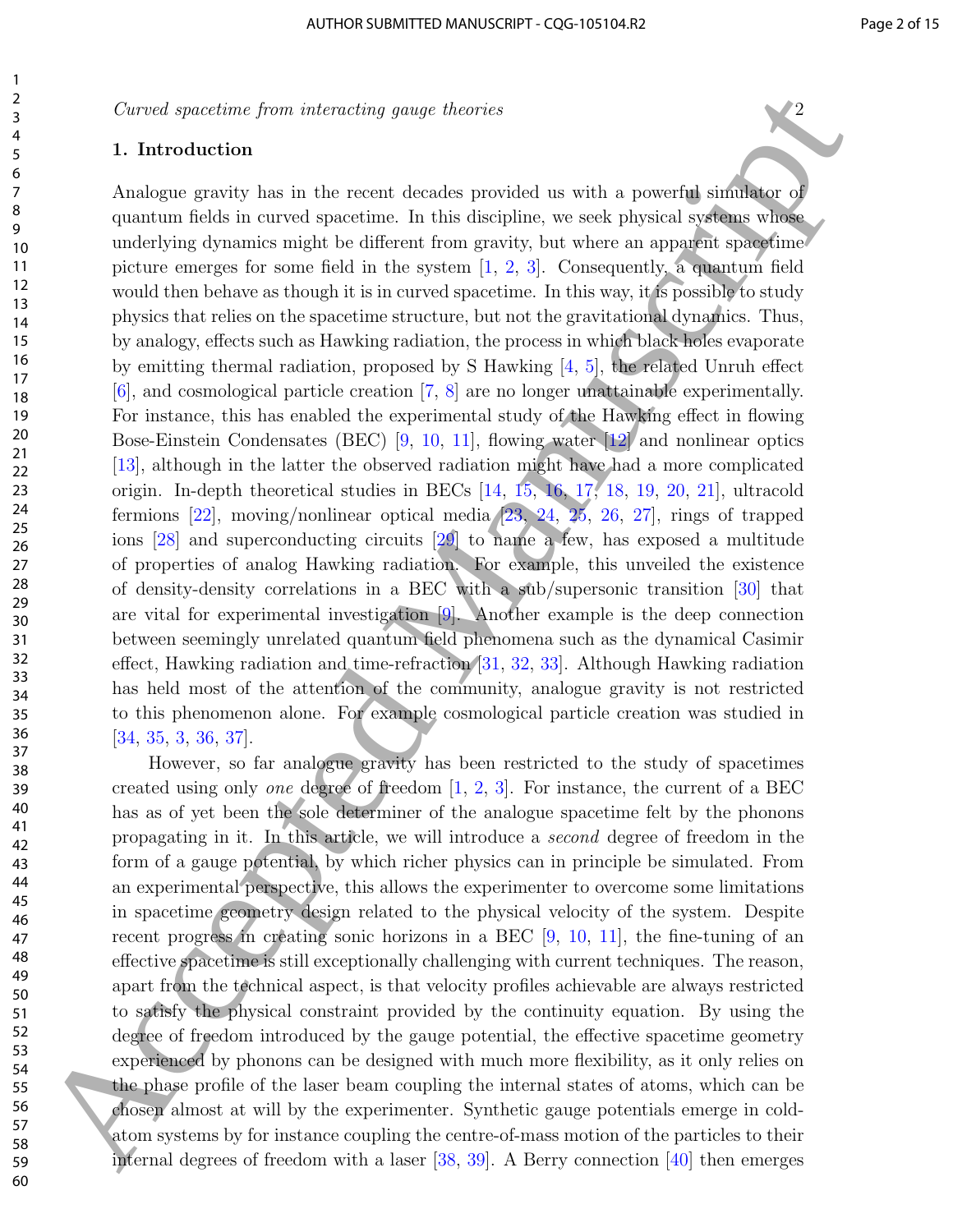## 1. Introduction

Analogue gravity has in the recent decades provided us with a powerful simulator of quantum fields in curved spacetime. In this discipline, we seek physical systems whose underlying dynamics might be different from gravity, but where an apparent spacetime picture emerges for some field in the system [1, 2, 3]. Consequently, a quantum field would then behave as though it is in curved spacetime. In this way, it is possible to study physics that relies on the spacetime structure, but not the gravitational dynamics. Thus, by analogy, effects such as Hawking radiation, the process in which black holes evaporate by emitting thermal radiation, proposed by S Hawking [4, 5], the related Unruh effect [6], and cosmological particle creation [7, 8] are no longer unattainable experimentally. For instance, this has enabled the experimental study of the Hawking effect in flowing Bose-Einstein Condensates (BEC) [9, 10, 11], flowing water [12] and nonlinear optics [13], although in the latter the observed radiation might have had a more complicated origin. In-depth theoretical studies in BECs [14, 15, 16, 17, 18, 19, 20, 21], ultracold fermions [22], moving/nonlinear optical media [23, 24, 25, 26, 27], rings of trapped ions [28] and superconducting circuits [29] to name a few, has exposed a multitude of properties of analog Hawking radiation. For example, this unveiled the existence of density-density correlations in a BEC with a sub/supersonic transition [30] that are vital for experimental investigation [9]. Another example is the deep connection between seemingly unrelated quantum field phenomena such as the dynamical Casimir effect, Hawking radiation and time-refraction [31, 32, 33]. Although Hawking radiation has held most of the attention of the community, analogue gravity is not restricted to this phenomenon alone. For example cosmological particle creation was studied in [34, 35, 3, 36, 37].

However, so far analogue gravity has been restricted to the study of spacetimes created using only *one* degree of freedom [1, 2, 3]. For instance, the current of a BEC has as of yet been the sole determiner of the analogue spacetime felt by the phonons propagating in it. In this article, we will introduce a *second* degree of freedom in the form of a gauge potential, by which richer physics can in principle be simulated. From an experimental perspective, this allows the experimenter to overcome some limitations in spacetime geometry design related to the physical velocity of the system. Despite recent progress in creating sonic horizons in a BEC [9, 10, 11], the fine-tuning of an effective spacetime is still exceptionally challenging with current techniques. The reason, apart from the technical aspect, is that velocity profiles achievable are always restricted to satisfy the physical constraint provided by the continuity equation. By using the degree of freedom introduced by the gauge potential, the effective spacetime geometry experienced by phonons can be designed with much more flexibility, as it only relies on the phase profile of the laser beam coupling the internal states of atoms, which can be chosen almost at will by the experimenter. Synthetic gauge potentials emerge in cold-atom systems by for instance coupling the centre-of-mass motion of the particles to their internal degrees of freedom with a laser [38, 39]. A Berry connection [40] then emerges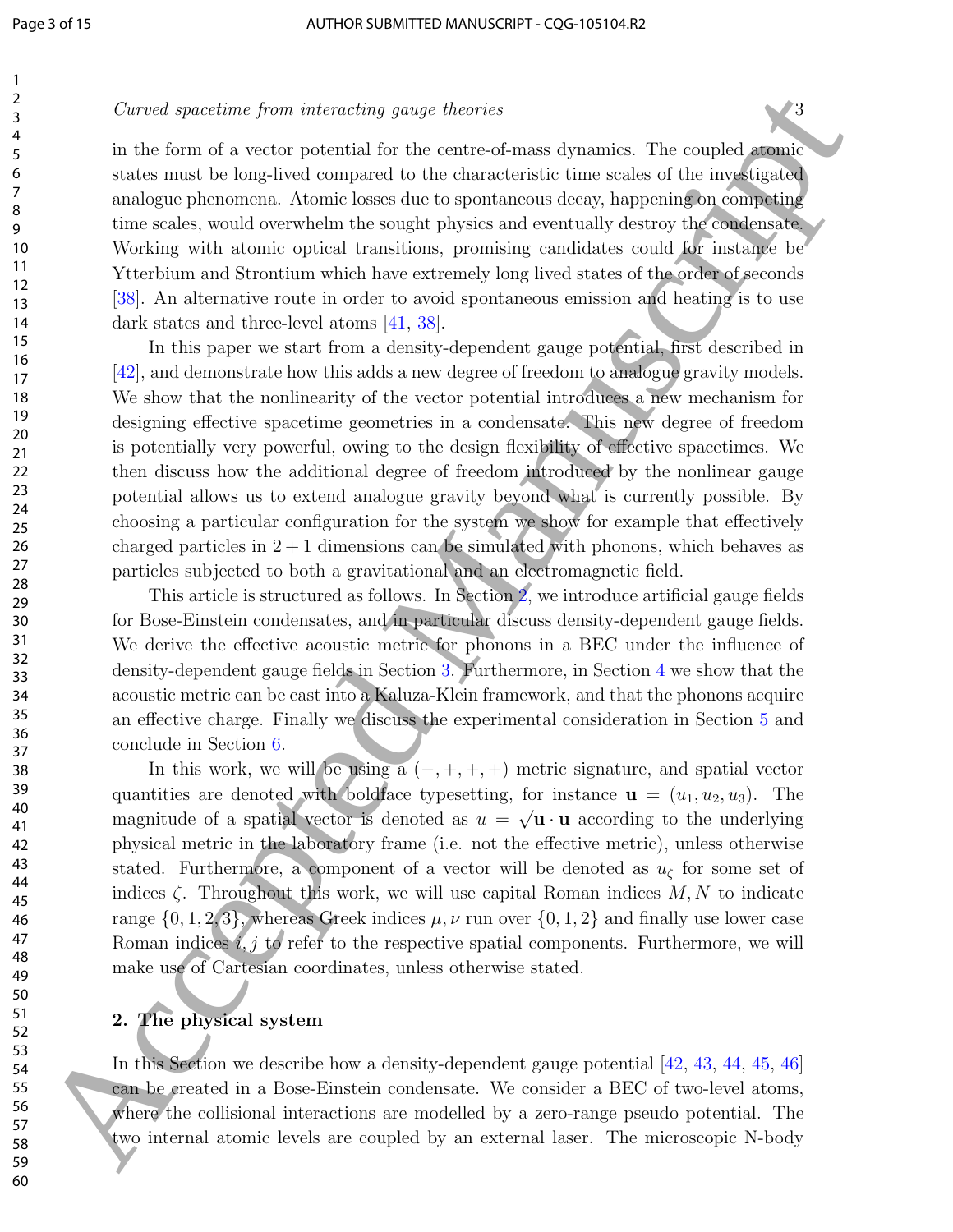in the form of a vector potential for the centre-of-mass dynamics. The coupled atomic states must be long-lived compared to the characteristic time scales of the investigated analogue phenomena. Atomic losses due to spontaneous decay, happening on competing time scales, would overwhelm the sought physics and eventually destroy the condensate. Working with atomic optical transitions, promising candidates could for instance be Ytterbium and Strontium which have extremely long lived states of the order of seconds [38]. An alternative route in order to avoid spontaneous emission and heating is to use dark states and three-level atoms [41, 38].

In this paper we start from a density-dependent gauge potential, first described in [42], and demonstrate how this adds a new degree of freedom to analogue gravity models. We show that the nonlinearity of the vector potential introduces a new mechanism for designing effective spacetime geometries in a condensate. This new degree of freedom is potentially very powerful, owing to the design flexibility of effective spacetimes. We then discuss how the additional degree of freedom introduced by the nonlinear gauge potential allows us to extend analogue gravity beyond what is currently possible. By choosing a particular configuration for the system we show for example that effectively charged particles in $2+1$ dimensions can be simulated with phonons, which behaves as particles subjected to both a gravitational and an electromagnetic field.

This article is structured as follows. In Section 2, we introduce artificial gauge fields for Bose-Einstein condensates, and in particular discuss density-dependent gauge fields. We derive the effective acoustic metric for phonons in a BEC under the influence of density-dependent gauge fields in Section 3. Furthermore, in Section 4 we show that the acoustic metric can be cast into a Kaluza-Klein framework, and that the phonons acquire an effective charge. Finally we discuss the experimental consideration in Section 5 and conclude in Section 6.

In this work, we will be using a $(-,+,+,+)$ metric signature, and spatial vector quantities are denoted with boldface typesetting, for instance $\mathbf{u} = (u_1, u_2, u_3)$. The magnitude of a spatial vector is denoted as $u = \sqrt{\mathbf{u}\cdot\mathbf{u}}$ according to the underlying physical metric in the laboratory frame (i.e. not the effective metric), unless otherwise stated. Furthermore, a component of a vector will be denoted as $u_\zeta$ for some set of indices $\zeta$. Throughout this work, we will use capital Roman indices $M, N$ to indicate range $\{0, 1, 2, 3\}$, whereas Greek indices $\mu, \nu$ run over $\{0, 1, 2\}$ and finally use lower case Roman indices $i, j$ to refer to the respective spatial components. Furthermore, we will make use of Cartesian coordinates, unless otherwise stated.

## 2. The physical system

In this Section we describe how a density-dependent gauge potential [42, 43, 44, 45, 46] can be created in a Bose-Einstein condensate. We consider a BEC of two-level atoms, where the collisional interactions are modelled by a zero-range pseudo potential. The two internal atomic levels are coupled by an external laser. The microscopic N-body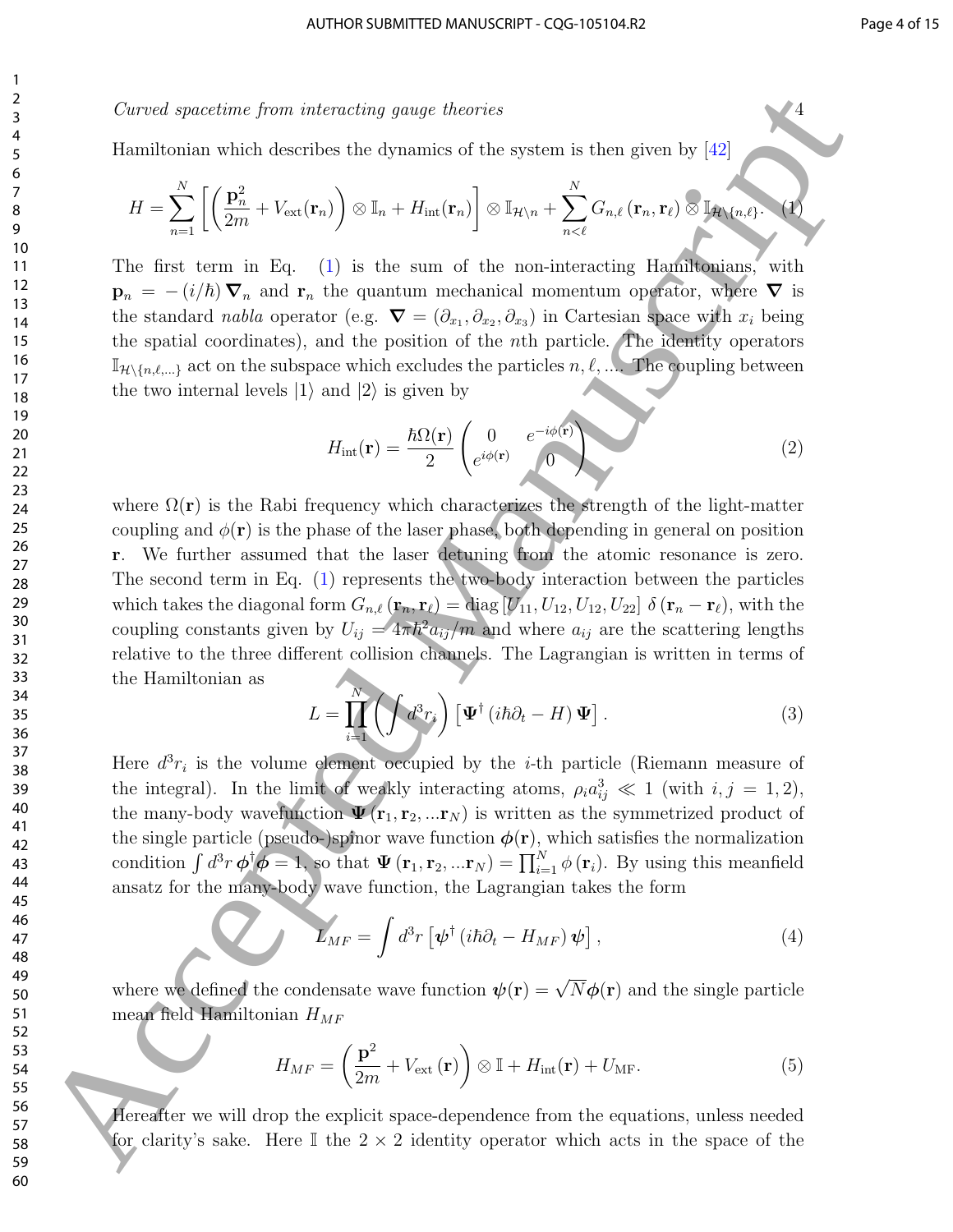Hamiltonian which describes the dynamics of the system is then given by [42]

$$H=\sum_{n=1}^{N}\left[\left(\frac{\mathbf{p}_n^2}{2m}+V_{\rm ext}(\mathbf{r}_n)\right)\otimes\mathbb{I}_n+H_{\rm int}(\mathbf{r}_n)\right]\otimes\mathbb{I}_{\mathcal{H}\setminus n}+\sum_{n<\ell}^{N}G_{n,\ell}\left(\mathbf{r}_n,\mathbf{r}_\ell\right)\otimes\mathbb{I}_{\mathcal{H}\setminus\{n,\ell\}}. \quad (1)$$

The first term in Eq. (1) is the sum of the non-interacting Hamiltonians, with $\mathbf{p}_n=-(i/\hbar)\boldsymbol{\nabla}_n$ and $\mathbf{r}_n$ the quantum mechanical momentum operator, where $\boldsymbol{\nabla}$ is the standard *nabla* operator (e.g. $\boldsymbol{\nabla}=(\partial_{x_1},\partial_{x_2},\partial_{x_3})$ in Cartesian space with $x_i$ being the spatial coordinates), and the position of the $n$th particle. The identity operators $\mathbb{I}_{\mathcal{H}\setminus\{n,\ell,\ldots\}}$ act on the subspace which excludes the particles $n,\ell,\ldots$. The coupling between the two internal levels $|1\rangle$ and $|2\rangle$ is given by

$$H_{\rm int}(\mathbf{r})=\frac{\hbar\Omega(\mathbf{r})}{2}\begin{pmatrix}0 & e^{-i\phi(\mathbf{r})}\\ e^{i\phi(\mathbf{r})} & 0\end{pmatrix} \quad (2)$$

where $\Omega(\mathbf{r})$ is the Rabi frequency which characterizes the strength of the light-matter coupling and $\phi(\mathbf{r})$ is the phase of the laser phase, both depending in general on position $\mathbf{r}$. We further assumed that the laser detuning from the atomic resonance is zero. The second term in Eq. (1) represents the two-body interaction between the particles which takes the diagonal form $G_{n,\ell}\left(\mathbf{r}_n,\mathbf{r}_\ell\right)=\mathrm{diag}\left[U_{11},U_{12},U_{12},U_{22}\right]\,\delta\left(\mathbf{r}_n-\mathbf{r}_\ell\right)$, with the coupling constants given by $U_{ij}=4\pi\hbar^2a_{ij}/m$ and where $a_{ij}$ are the scattering lengths relative to the three different collision channels. The Lagrangian is written in terms of the Hamiltonian as

$$L=\prod_{i=1}^{N}\left(\int d^3r_i\right)\left[\boldsymbol{\Psi}^\dagger\left(i\hbar\partial_t-H\right)\boldsymbol{\Psi}\right]. \quad (3)$$

Here $d^3r_i$ is the volume element occupied by the $i$-th particle (Riemann measure of the integral). In the limit of weakly interacting atoms, $\rho_i a_{ij}^3\ll 1$ (with $i,j=1,2$), the many-body wavefunction $\boldsymbol{\Psi}\left(\mathbf{r}_1,\mathbf{r}_2,\ldots\mathbf{r}_N\right)$ is written as the symmetrized product of the single particle (pseudo-)spinor wave function $\boldsymbol{\phi}(\mathbf{r})$, which satisfies the normalization condition $\int d^3r\,\boldsymbol{\phi}^\dagger\boldsymbol{\phi}=1$, so that $\boldsymbol{\Psi}\left(\mathbf{r}_1,\mathbf{r}_2,\ldots\mathbf{r}_N\right)=\prod_{i=1}^{N}\phi\left(\mathbf{r}_i\right)$. By using this meanfield ansatz for the many-body wave function, the Lagrangian takes the form

$$L_{MF}=\int d^3r\left[\boldsymbol{\psi}^\dagger\left(i\hbar\partial_t-H_{MF}\right)\boldsymbol{\psi}\right], \quad (4)$$

where we defined the condensate wave function $\boldsymbol{\psi}(\mathbf{r})=\sqrt{N}\boldsymbol{\phi}(\mathbf{r})$ and the single particle mean field Hamiltonian $H_{MF}$

$$H_{MF}=\left(\frac{\mathbf{p}^2}{2m}+V_{\rm ext}\left(\mathbf{r}\right)\right)\otimes\mathbb{I}+H_{\rm int}(\mathbf{r})+U_{\rm MF}. \quad (5)$$

Hereafter we will drop the explicit space-dependence from the equations, unless needed for clarity's sake. Here $\mathbb{I}$ the $2\times 2$ identity operator which acts in the space of the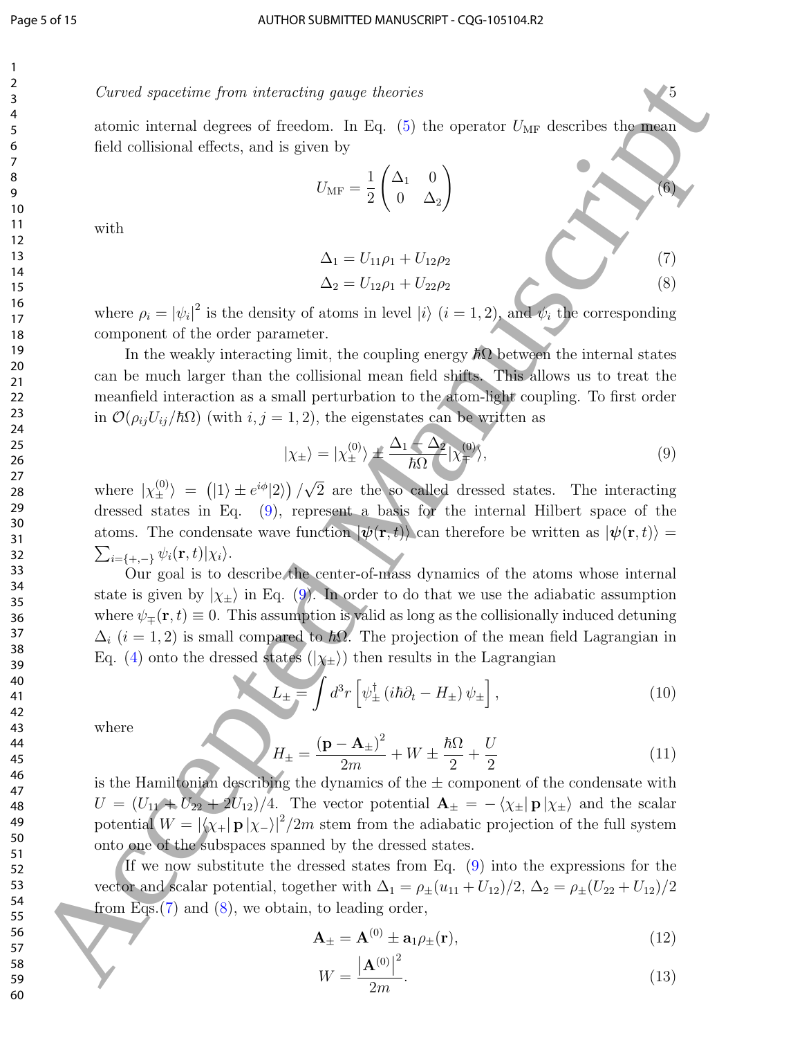atomic internal degrees of freedom. In Eq. (5) the operator $U_{\rm MF}$ describes the mean field collisional effects, and is given by

$$U_{\rm MF} = \frac{1}{2}\begin{pmatrix} \Delta_1 & 0 \\ 0 & \Delta_2 \end{pmatrix} \tag{6}$$

with

$$\Delta_1 = U_{11}\rho_1 + U_{12}\rho_2 \tag{7}$$

$$\Delta_2 = U_{12}\rho_1 + U_{22}\rho_2 \tag{8}$$

where $\rho_i = |\psi_i|^2$ is the density of atoms in level $|i\rangle$ $(i = 1, 2)$, and $\psi_i$ the corresponding component of the order parameter.

In the weakly interacting limit, the coupling energy $\hbar\Omega$ between the internal states can be much larger than the collisional mean field shifts. This allows us to treat the meanfield interaction as a small perturbation to the atom-light coupling. To first order in $\mathcal{O}(\rho_{ij}U_{ij}/\hbar\Omega)$ (with $i, j = 1, 2$), the eigenstates can be written as

$$|\chi_\pm\rangle = |\chi_\pm^{(0)}\rangle \pm \frac{\Delta_1 - \Delta_2}{\hbar\Omega}|\chi_\mp^{(0)}\rangle, \tag{9}$$

where $|\chi_\pm^{(0)}\rangle = \left(|1\rangle \pm e^{i\phi}|2\rangle\right)/\sqrt{2}$ are the so called dressed states. The interacting dressed states in Eq. (9), represent a basis for the internal Hilbert space of the atoms. The condensate wave function $|\boldsymbol{\psi}(\mathbf{r}, t)\rangle$ can therefore be written as $|\boldsymbol{\psi}(\mathbf{r}, t)\rangle = \sum_{i=\{+,-\}} \psi_i(\mathbf{r}, t)|\chi_i\rangle$.

Our goal is to describe the center-of-mass dynamics of the atoms whose internal state is given by $|\chi_\pm\rangle$ in Eq. (9). In order to do that we use the adiabatic assumption where $\psi_\mp(\mathbf{r}, t) \equiv 0$. This assumption is valid as long as the collisionally induced detuning $\Delta_i$ $(i = 1, 2)$ is small compared to $\hbar\Omega$. The projection of the mean field Lagrangian in Eq. (4) onto the dressed states $(|\chi_\pm\rangle)$ then results in the Lagrangian

$$L_\pm = \int d^3r \left[\psi_\pm^\dagger \left(i\hbar\partial_t - H_\pm\right)\psi_\pm\right], \tag{10}$$

where

$$H_\pm = \frac{\left(\mathbf{p} - \mathbf{A}_\pm\right)^2}{2m} + W \pm \frac{\hbar\Omega}{2} + \frac{U}{2} \tag{11}$$

is the Hamiltonian describing the dynamics of the $\pm$ component of the condensate with $U = (U_{11} + U_{22} + 2U_{12})/4$. The vector potential $\mathbf{A}_\pm = -\langle\chi_\pm|\,\mathbf{p}\,|\chi_\pm\rangle$ and the scalar potential $W = |\langle\chi_+|\,\mathbf{p}\,|\chi_-\rangle|^2/2m$ stem from the adiabatic projection of the full system onto one of the subspaces spanned by the dressed states.

If we now substitute the dressed states from Eq. (9) into the expressions for the vector and scalar potential, together with $\Delta_1 = \rho_\pm(u_{11} + U_{12})/2$, $\Delta_2 = \rho_\pm(U_{22} + U_{12})/2$ from Eqs.(7) and (8), we obtain, to leading order,

$$\mathbf{A}_\pm = \mathbf{A}^{(0)} \pm \mathbf{a}_1\rho_\pm(\mathbf{r}), \tag{12}$$

$$W = \frac{\left|\mathbf{A}^{(0)}\right|^2}{2m}. \tag{13}$$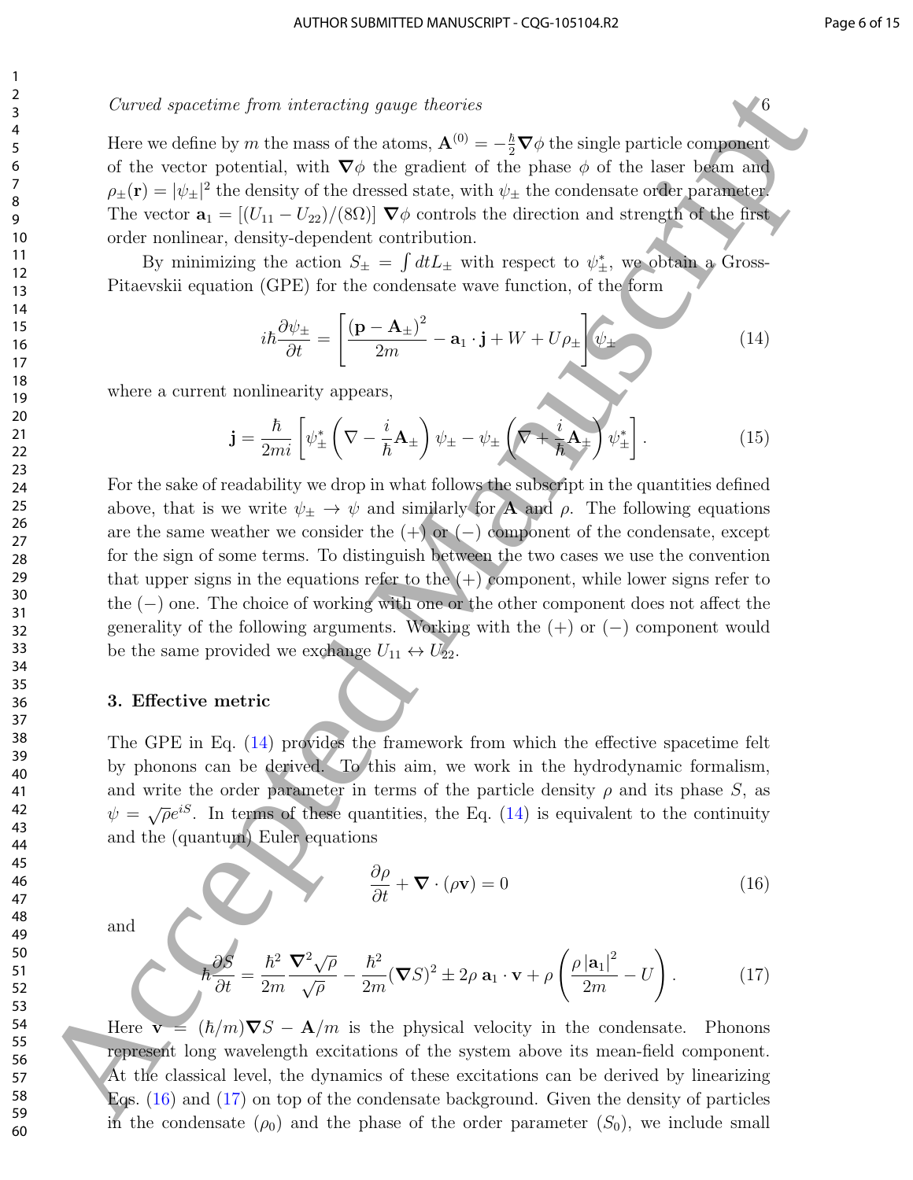Here we define by $m$ the mass of the atoms, $\mathbf{A}^{(0)} = -\frac{\hbar}{2}\boldsymbol{\nabla}\phi$ the single particle component of the vector potential, with $\boldsymbol{\nabla}\phi$ the gradient of the phase $\phi$ of the laser beam and $\rho_{\pm}(\mathbf{r}) = |\psi_{\pm}|^2$ the density of the dressed state, with $\psi_{\pm}$ the condensate order parameter. The vector $\mathbf{a}_1 = [(U_{11} - U_{22})/(8\Omega)]\ \boldsymbol{\nabla}\phi$ controls the direction and strength of the first order nonlinear, density-dependent contribution.

By minimizing the action $S_{\pm} = \int dt L_{\pm}$ with respect to $\psi_{\pm}^{*}$, we obtain a Gross-Pitaevskii equation (GPE) for the condensate wave function, of the form

$$i\hbar\frac{\partial\psi_{\pm}}{\partial t} = \left[\frac{(\mathbf{p} - \mathbf{A}_{\pm})^2}{2m} - \mathbf{a}_1\cdot\mathbf{j} + W + U\rho_{\pm}\right]\psi_{\pm} \tag{14}$$

where a current nonlinearity appears,

$$\mathbf{j} = \frac{\hbar}{2mi}\left[\psi_{\pm}^{*}\left(\nabla - \frac{i}{\hbar}\mathbf{A}_{\pm}\right)\psi_{\pm} - \psi_{\pm}\left(\nabla + \frac{i}{\hbar}\mathbf{A}_{\pm}\right)\psi_{\pm}^{*}\right]. \tag{15}$$

For the sake of readability we drop in what follows the subscript in the quantities defined above, that is we write $\psi_{\pm} \to \psi$ and similarly for $\mathbf{A}$ and $\rho$. The following equations are the same weather we consider the $(+)$ or $(-)$ component of the condensate, except for the sign of some terms. To distinguish between the two cases we use the convention that upper signs in the equations refer to the $(+)$ component, while lower signs refer to the $(-)$ one. The choice of working with one or the other component does not affect the generality of the following arguments. Working with the $(+)$ or $(-)$ component would be the same provided we exchange $U_{11} \leftrightarrow U_{22}$.

## 3. Effective metric

The GPE in Eq. (14) provides the framework from which the effective spacetime felt by phonons can be derived. To this aim, we work in the hydrodynamic formalism, and write the order parameter in terms of the particle density $\rho$ and its phase $S$, as $\psi = \sqrt{\rho}e^{iS}$. In terms of these quantities, the Eq. (14) is equivalent to the continuity and the (quantum) Euler equations

$$\frac{\partial\rho}{\partial t} + \boldsymbol{\nabla}\cdot(\rho\mathbf{v}) = 0 \tag{16}$$

and

$$\hbar\frac{\partial S}{\partial t} = \frac{\hbar^2}{2m}\frac{\boldsymbol{\nabla}^2\sqrt{\rho}}{\sqrt{\rho}} - \frac{\hbar^2}{2m}(\boldsymbol{\nabla}S)^2 \pm 2\rho\ \mathbf{a}_1\cdot\mathbf{v} + \rho\left(\frac{\rho\,|\mathbf{a}_1|^2}{2m} - U\right). \tag{17}$$

Here $\mathbf{v} = (\hbar/m)\boldsymbol{\nabla}S - \mathbf{A}/m$ is the physical velocity in the condensate. Phonons represent long wavelength excitations of the system above its mean-field component. At the classical level, the dynamics of these excitations can be derived by linearizing Eqs. (16) and (17) on top of the condensate background. Given the density of particles in the condensate $(\rho_0)$ and the phase of the order parameter $(S_0)$, we include small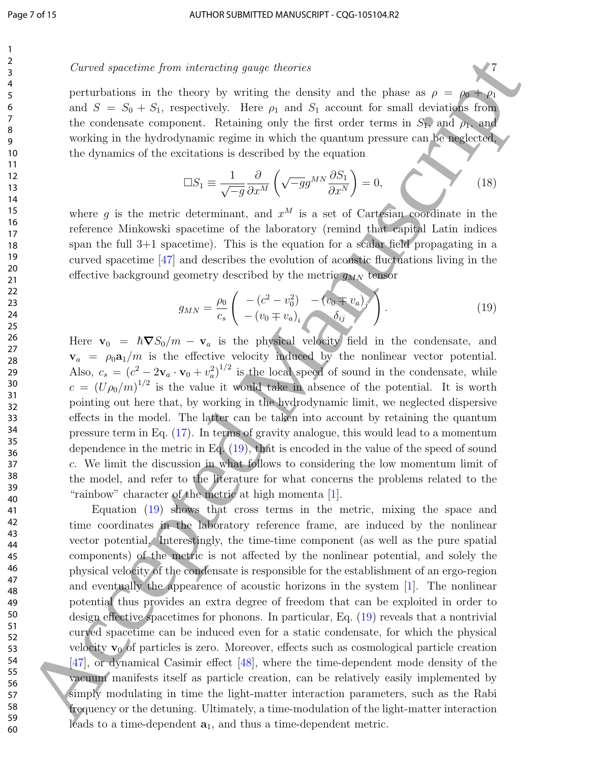perturbations in the theory by writing the density and the phase as $\rho = \rho_0 + \rho_1$ and $S = S_0 + S_1$, respectively. Here $\rho_1$ and $S_1$ account for small deviations from the condensate component. Retaining only the first order terms in $S_1$, and $\rho_1$, and working in the hydrodynamic regime in which the quantum pressure can be neglected, the dynamics of the excitations is described by the equation

$$\Box S_1 \equiv \frac{1}{\sqrt{-g}} \frac{\partial}{\partial x^M} \left( \sqrt{-g} g^{MN} \frac{\partial S_1}{\partial x^N} \right) = 0, \tag{18}$$

where $g$ is the metric determinant, and $x^M$ is a set of Cartesian coordinate in the reference Minkowski spacetime of the laboratory (remind that capital Latin indices span the full 3+1 spacetime). This is the equation for a scalar field propagating in a curved spacetime [47] and describes the evolution of acoustic fluctuations living in the effective background geometry described by the metric $g_{MN}$ tensor

$$g_{MN} = \frac{\rho_0}{c_s} \begin{pmatrix} -\left(c^2 - v_0^2\right) & -\left(v_0 \mp v_a\right)_j \\ -\left(v_0 \mp v_a\right)_i & \delta_{ij} \end{pmatrix}. \tag{19}$$

Here $\mathbf{v}_0 = \hbar \boldsymbol{\nabla} S_0/m - \mathbf{v}_a$ is the physical velocity field in the condensate, and $\mathbf{v}_a = \rho_0 \mathbf{a}_1/m$ is the effective velocity induced by the nonlinear vector potential. Also, $c_s = \left(c^2 - 2\mathbf{v}_a \cdot \mathbf{v}_0 + v_a^2\right)^{1/2}$ is the local speed of sound in the condensate, while $c = \left(U\rho_0/m\right)^{1/2}$ is the value it would take in absence of the potential. It is worth pointing out here that, by working in the hydrodynamic limit, we neglected dispersive effects in the model. The latter can be taken into account by retaining the quantum pressure term in Eq. (17). In terms of gravity analogue, this would lead to a momentum dependence in the metric in Eq. (19), that is encoded in the value of the speed of sound $c$. We limit the discussion in what follows to considering the low momentum limit of the model, and refer to the literature for what concerns the problems related to the "rainbow" character of the metric at high momenta [1].

Equation (19) shows that cross terms in the metric, mixing the space and time coordinates in the laboratory reference frame, are induced by the nonlinear vector potential. Interestingly, the time-time component (as well as the pure spatial components) of the metric is not affected by the nonlinear potential, and solely the physical velocity of the condensate is responsible for the establishment of an ergo-region and eventually the appearence of acoustic horizons in the system [1]. The nonlinear potential thus provides an extra degree of freedom that can be exploited in order to design effective spacetimes for phonons. In particular, Eq. (19) reveals that a nontrivial curved spacetime can be induced even for a static condensate, for which the physical velocity $\mathbf{v}_0$ of particles is zero. Moreover, effects such as cosmological particle creation [47], or dynamical Casimir effect [48], where the time-dependent mode density of the vacuum manifests itself as particle creation, can be relatively easily implemented by simply modulating in time the light-matter interaction parameters, such as the Rabi frequency or the detuning. Ultimately, a time-modulation of the light-matter interaction leads to a time-dependent $\mathbf{a}_1$, and thus a time-dependent metric.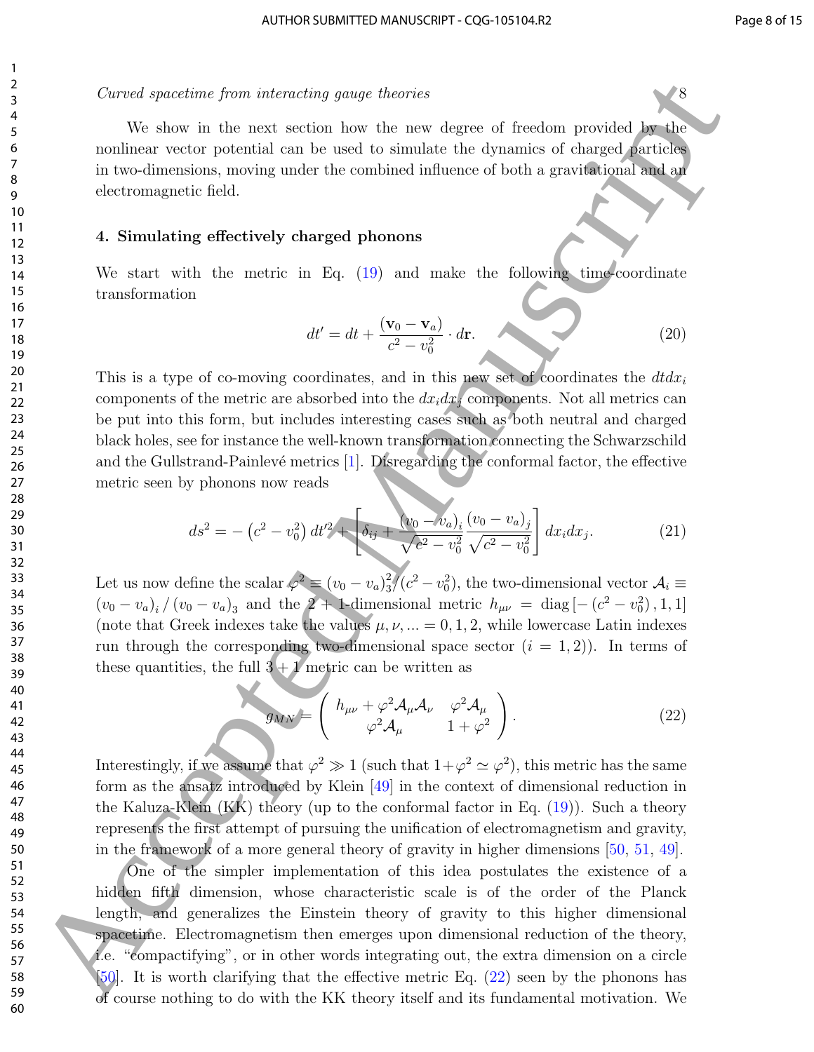We show in the next section how the new degree of freedom provided by the nonlinear vector potential can be used to simulate the dynamics of charged particles in two-dimensions, moving under the combined influence of both a gravitational and an electromagnetic field.

## 4. Simulating effectively charged phonons

We start with the metric in Eq. (19) and make the following time-coordinate transformation

$$dt' = dt + \frac{(\mathbf{v}_0 - \mathbf{v}_a)}{c^2 - v_0^2} \cdot d\mathbf{r}. \tag{20}$$

This is a type of co-moving coordinates, and in this new set of coordinates the $dtdx_i$ components of the metric are absorbed into the $dx_i dx_j$ components. Not all metrics can be put into this form, but includes interesting cases such as both neutral and charged black holes, see for instance the well-known transformation connecting the Schwarzschild and the Gullstrand-Painlevé metrics [1]. Disregarding the conformal factor, the effective metric seen by phonons now reads

$$ds^2 = -\left(c^2 - v_0^2\right) dt'^2 + \left[\delta_{ij} + \frac{(v_0 - v_a)_i}{\sqrt{c^2 - v_0^2}} \frac{(v_0 - v_a)_j}{\sqrt{c^2 - v_0^2}}\right] dx_i dx_j. \tag{21}$$

Let us now define the scalar $\varphi^2 \equiv (v_0 - v_a)_3^2/(c^2 - v_0^2)$, the two-dimensional vector $\mathcal{A}_i \equiv (v_0 - v_a)_i / (v_0 - v_a)_3$ and the 2 + 1-dimensional metric $h_{\mu\nu} = \text{diag}\left[-\left(c^2 - v_0^2\right), 1, 1\right]$ (note that Greek indexes take the values $\mu, \nu, ... = 0, 1, 2$, while lowercase Latin indexes run through the corresponding two-dimensional space sector ($i = 1, 2$)). In terms of these quantities, the full 3 + 1 metric can be written as

$$g_{MN} = \begin{pmatrix} h_{\mu\nu} + \varphi^2 \mathcal{A}_\mu \mathcal{A}_\nu & \varphi^2 \mathcal{A}_\mu \\ \varphi^2 \mathcal{A}_\mu & 1 + \varphi^2 \end{pmatrix}. \tag{22}$$

Interestingly, if we assume that $\varphi^2 \gg 1$ (such that $1 + \varphi^2 \simeq \varphi^2$), this metric has the same form as the ansatz introduced by Klein [49] in the context of dimensional reduction in the Kaluza-Klein (KK) theory (up to the conformal factor in Eq. (19)). Such a theory represents the first attempt of pursuing the unification of electromagnetism and gravity, in the framework of a more general theory of gravity in higher dimensions [50, 51, 49].

One of the simpler implementation of this idea postulates the existence of a hidden fifth dimension, whose characteristic scale is of the order of the Planck length, and generalizes the Einstein theory of gravity to this higher dimensional spacetime. Electromagnetism then emerges upon dimensional reduction of the theory, i.e. "compactifying", or in other words integrating out, the extra dimension on a circle [50]. It is worth clarifying that the effective metric Eq. (22) seen by the phonons has of course nothing to do with the KK theory itself and its fundamental motivation. We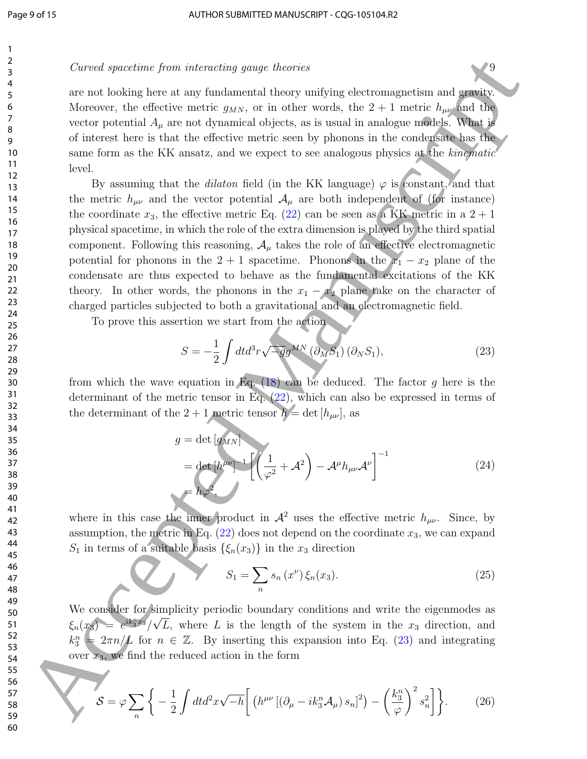are not looking here at any fundamental theory unifying electromagnetism and gravity. Moreover, the effective metric $g_{MN}$, or in other words, the $2+1$ metric $h_{\mu\nu}$ and the vector potential $A_\mu$ are not dynamical objects, as is usual in analogue models. What is of interest here is that the effective metric seen by phonons in the condensate has the same form as the KK ansatz, and we expect to see analogous physics at the *kinematic* level.

By assuming that the *dilaton* field (in the KK language) $\varphi$ is constant, and that the metric $h_{\mu\nu}$ and the vector potential $\mathcal{A}_\mu$ are both independent of (for instance) the coordinate $x_3$, the effective metric Eq. (22) can be seen as a KK metric in a $2+1$ physical spacetime, in which the role of the extra dimension is played by the third spatial component. Following this reasoning, $\mathcal{A}_\mu$ takes the role of an effective electromagnetic potential for phonons in the $2+1$ spacetime. Phonons in the $x_1 - x_2$ plane of the condensate are thus expected to behave as the fundamental excitations of the KK theory. In other words, the phonons in the $x_1 - x_2$ plane take on the character of charged particles subjected to both a gravitational and an electromagnetic field.

To prove this assertion we start from the action

$$S = -\frac{1}{2}\int dt d^3r \sqrt{-g} g^{MN} \left(\partial_M S_1\right)\left(\partial_N S_1\right), \tag{23}$$

from which the wave equation in Eq. (18) can be deduced. The factor $g$ here is the determinant of the metric tensor in Eq. (22), which can also be expressed in terms of the determinant of the $2+1$ metric tensor $h = \det\left[h_{\mu\nu}\right]$, as

$$\begin{aligned} g &= \det\left[g_{MN}\right] \\ &= \det\left[h^{\mu\nu}\right]^{-1}\left[\left(\frac{1}{\varphi^2}+\mathcal{A}^2\right) - \mathcal{A}^\mu h_{\mu\nu}\mathcal{A}^\nu\right]^{-1} \\ &= h\varphi^2, \end{aligned} \tag{24}$$

where in this case the inner product in $\mathcal{A}^2$ uses the effective metric $h_{\mu\nu}$. Since, by assumption, the metric in Eq. (22) does not depend on the coordinate $x_3$, we can expand $S_1$ in terms of a suitable basis $\{\xi_n(x_3)\}$ in the $x_3$ direction

$$S_1 = \sum_n s_n\left(x^\nu\right)\xi_n(x_3). \tag{25}$$

We consider for simplicity periodic boundary conditions and write the eigenmodes as $\xi_n(x_3) = e^{ik_3^n x_3}/\sqrt{L}$, where $L$ is the length of the system in the $x_3$ direction, and $k_3^n = 2\pi n/L$ for $n \in \mathbb{Z}$. By inserting this expansion into Eq. (23) and integrating over $x_3$, we find the reduced action in the form

$$\mathcal{S} = \varphi\sum_n\left\{-\frac{1}{2}\int dt d^2x\sqrt{-h}\left[\left(h^{\mu\nu}\left[\left(\partial_\mu - ik_3^n\mathcal{A}_\mu\right)s_n\right]^2\right) - \left(\frac{k_3^n}{\varphi}\right)^2 s_n^2\right]\right\}. \tag{26}$$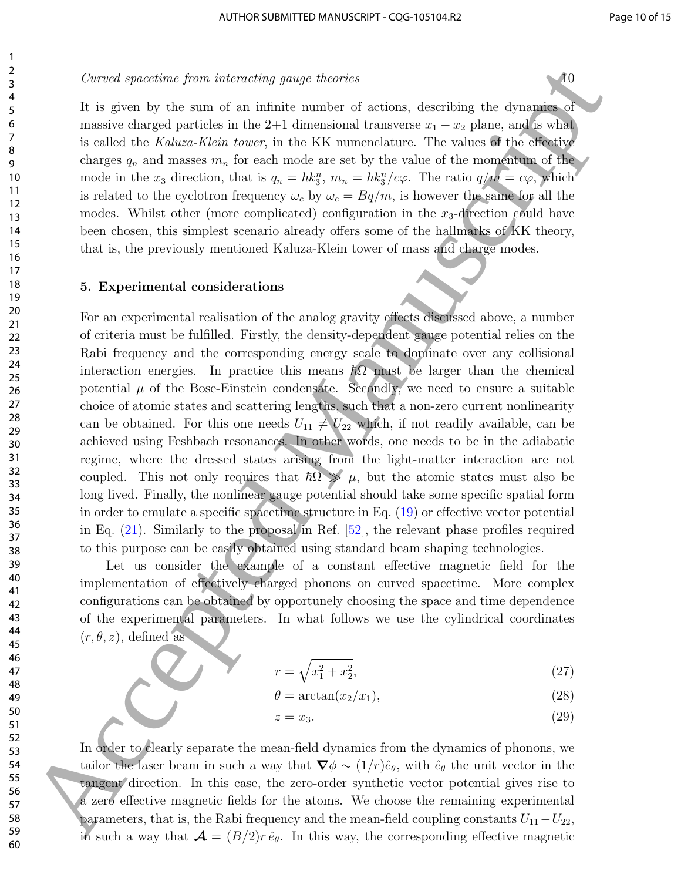It is given by the sum of an infinite number of actions, describing the dynamics of massive charged particles in the 2+1 dimensional transverse $x_1 - x_2$ plane, and is what is called the *Kaluza-Klein tower*, in the KK numenclature. The values of the effective charges $q_n$ and masses $m_n$ for each mode are set by the value of the momentum of the mode in the $x_3$ direction, that is $q_n = \hbar k_3^n$, $m_n = \hbar k_3^n / c\varphi$. The ratio $q/m = c\varphi$, which is related to the cyclotron frequency $\omega_c$ by $\omega_c = Bq/m$, is however the same for all the modes. Whilst other (more complicated) configuration in the $x_3$-direction could have been chosen, this simplest scenario already offers some of the hallmarks of KK theory, that is, the previously mentioned Kaluza-Klein tower of mass and charge modes.

## 5. Experimental considerations

For an experimental realisation of the analog gravity effects discussed above, a number of criteria must be fulfilled. Firstly, the density-dependent gauge potential relies on the Rabi frequency and the corresponding energy scale to dominate over any collisional interaction energies. In practice this means $\hbar\Omega$ must be larger than the chemical potential $\mu$ of the Bose-Einstein condensate. Secondly, we need to ensure a suitable choice of atomic states and scattering lengths, such that a non-zero current nonlinearity can be obtained. For this one needs $U_{11} \neq U_{22}$ which, if not readily available, can be achieved using Feshbach resonances. In other words, one needs to be in the adiabatic regime, where the dressed states arising from the light-matter interaction are not coupled. This not only requires that $\hbar\Omega \gg \mu$, but the atomic states must also be long lived. Finally, the nonlinear gauge potential should take some specific spatial form in order to emulate a specific spacetime structure in Eq. (19) or effective vector potential in Eq. (21). Similarly to the proposal in Ref. [52], the relevant phase profiles required to this purpose can be easily obtained using standard beam shaping technologies.

Let us consider the example of a constant effective magnetic field for the implementation of effectively charged phonons on curved spacetime. More complex configurations can be obtained by opportunely choosing the space and time dependence of the experimental parameters. In what follows we use the cylindrical coordinates $(r, \theta, z)$, defined as

$$r = \sqrt{x_1^2 + x_2^2}, \tag{27}$$

$$\theta = \arctan(x_2/x_1), \tag{28}$$

$$z = x_3. \tag{29}$$

In order to clearly separate the mean-field dynamics from the dynamics of phonons, we tailor the laser beam in such a way that $\boldsymbol{\nabla}\phi \sim (1/r)\hat{e}_\theta$, with $\hat{e}_\theta$ the unit vector in the tangent direction. In this case, the zero-order synthetic vector potential gives rise to a zero effective magnetic fields for the atoms. We choose the remaining experimental parameters, that is, the Rabi frequency and the mean-field coupling constants $U_{11} - U_{22}$, in such a way that $\boldsymbol{\mathcal{A}} = (B/2)r\,\hat{e}_\theta$. In this way, the corresponding effective magnetic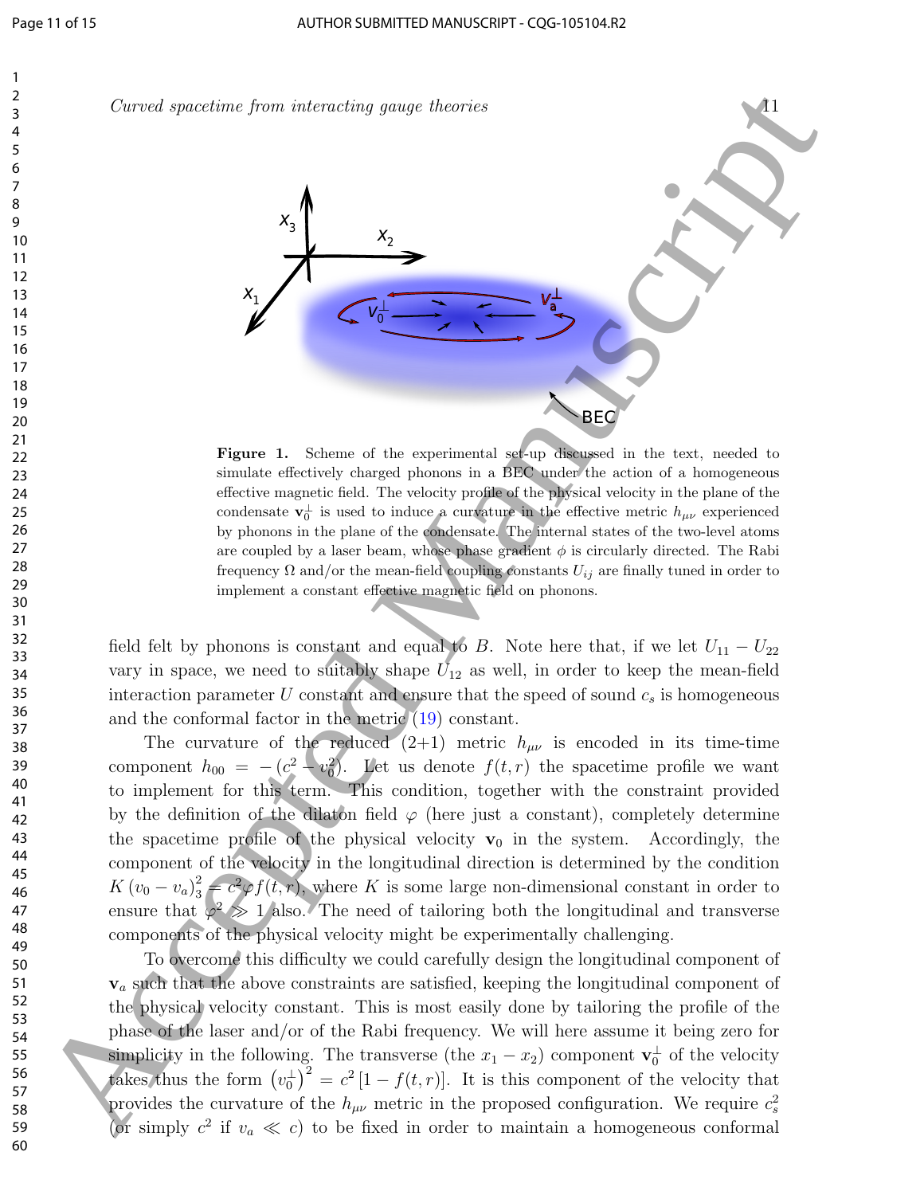**Figure 1.** Scheme of the experimental set-up discussed in the text, needed to simulate effectively charged phonons in a BEC under the action of a homogeneous effective magnetic field. The velocity profile of the physical velocity in the plane of the condensate $\mathbf{v}_0^\perp$ is used to induce a curvature in the effective metric $h_{\mu\nu}$ experienced by phonons in the plane of the condensate. The internal states of the two-level atoms are coupled by a laser beam, whose phase gradient $\phi$ is circularly directed. The Rabi frequency $\Omega$ and/or the mean-field coupling constants $U_{ij}$ are finally tuned in order to implement a constant effective magnetic field on phonons.

field felt by phonons is constant and equal to $B$. Note here that, if we let $U_{11} - U_{22}$ vary in space, we need to suitably shape $U_{12}$ as well, in order to keep the mean-field interaction parameter $U$ constant and ensure that the speed of sound $c_s$ is homogeneous and the conformal factor in the metric (19) constant.

The curvature of the reduced (2+1) metric $h_{\mu\nu}$ is encoded in its time-time component $h_{00} = -(c^2 - v_0^2)$. Let us denote $f(t,r)$ the spacetime profile we want to implement for this term. This condition, together with the constraint provided by the definition of the dilaton field $\varphi$ (here just a constant), completely determine the spacetime profile of the physical velocity $\mathbf{v}_0$ in the system. Accordingly, the component of the velocity in the longitudinal direction is determined by the condition $K\,(v_0 - v_a)_3^2 = c^2 \varphi f(t,r)$, where $K$ is some large non-dimensional constant in order to ensure that $\varphi^2 \gg 1$ also. The need of tailoring both the longitudinal and transverse components of the physical velocity might be experimentally challenging.

To overcome this difficulty we could carefully design the longitudinal component of $\mathbf{v}_a$ such that the above constraints are satisfied, keeping the longitudinal component of the physical velocity constant. This is most easily done by tailoring the profile of the phase of the laser and/or of the Rabi frequency. We will here assume it being zero for simplicity in the following. The transverse (the $x_1 - x_2$) component $\mathbf{v}_0^\perp$ of the velocity takes thus the form $\left(v_0^\perp\right)^2 = c^2\,[1 - f(t,r)]$. It is this component of the velocity that provides the curvature of the $h_{\mu\nu}$ metric in the proposed configuration. We require $c_s^2$ (or simply $c^2$ if $v_a \ll c$) to be fixed in order to maintain a homogeneous conformal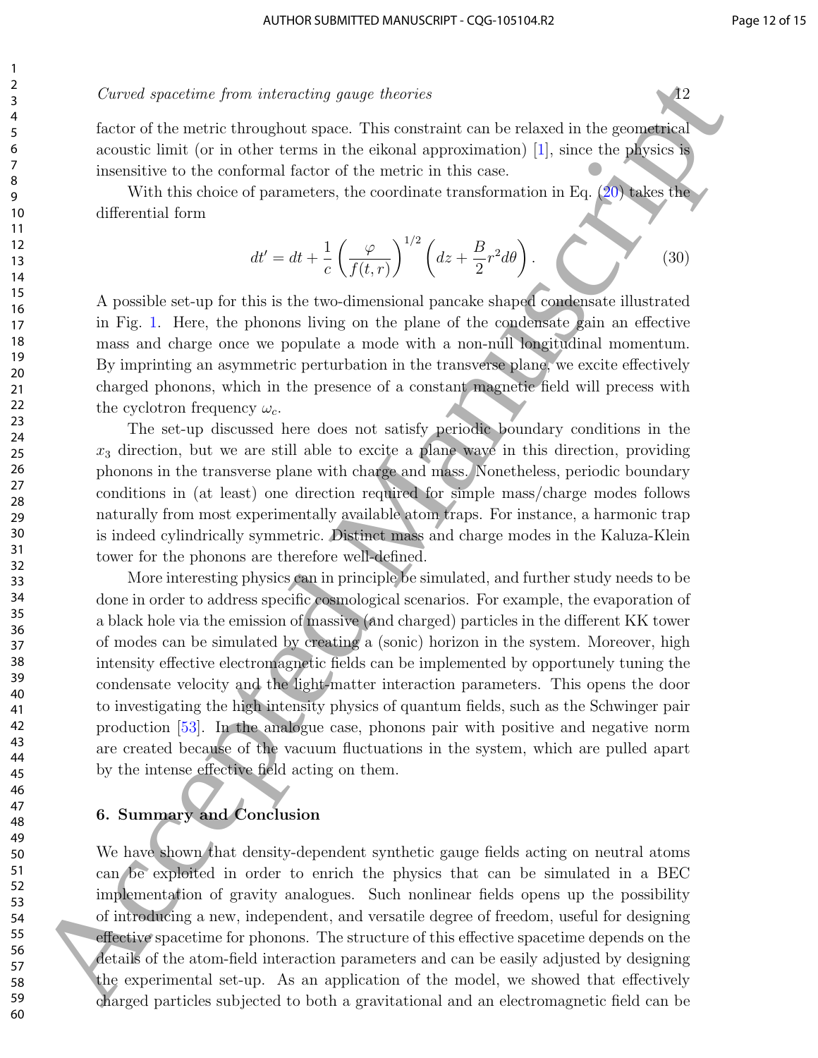factor of the metric throughout space. This constraint can be relaxed in the geometrical acoustic limit (or in other terms in the eikonal approximation) [1], since the physics is insensitive to the conformal factor of the metric in this case.

With this choice of parameters, the coordinate transformation in Eq. (20) takes the differential form

$$dt' = dt + \frac{1}{c}\left(\frac{\varphi}{f(t,r)}\right)^{1/2}\left(dz + \frac{B}{2}r^2 d\theta\right). \tag{30}$$

A possible set-up for this is the two-dimensional pancake shaped condensate illustrated in Fig. 1. Here, the phonons living on the plane of the condensate gain an effective mass and charge once we populate a mode with a non-null longitudinal momentum. By imprinting an asymmetric perturbation in the transverse plane, we excite effectively charged phonons, which in the presence of a constant magnetic field will precess with the cyclotron frequency $\omega_c$.

The set-up discussed here does not satisfy periodic boundary conditions in the $x_3$ direction, but we are still able to excite a plane wave in this direction, providing phonons in the transverse plane with charge and mass. Nonetheless, periodic boundary conditions in (at least) one direction required for simple mass/charge modes follows naturally from most experimentally available atom traps. For instance, a harmonic trap is indeed cylindrically symmetric. Distinct mass and charge modes in the Kaluza-Klein tower for the phonons are therefore well-defined.

More interesting physics can in principle be simulated, and further study needs to be done in order to address specific cosmological scenarios. For example, the evaporation of a black hole via the emission of massive (and charged) particles in the different KK tower of modes can be simulated by creating a (sonic) horizon in the system. Moreover, high intensity effective electromagnetic fields can be implemented by opportunely tuning the condensate velocity and the light-matter interaction parameters. This opens the door to investigating the high intensity physics of quantum fields, such as the Schwinger pair production [53]. In the analogue case, phonons pair with positive and negative norm are created because of the vacuum fluctuations in the system, which are pulled apart by the intense effective field acting on them.

## 6. Summary and Conclusion

We have shown that density-dependent synthetic gauge fields acting on neutral atoms can be exploited in order to enrich the physics that can be simulated in a BEC implementation of gravity analogues. Such nonlinear fields opens up the possibility of introducing a new, independent, and versatile degree of freedom, useful for designing effective spacetime for phonons. The structure of this effective spacetime depends on the details of the atom-field interaction parameters and can be easily adjusted by designing the experimental set-up. As an application of the model, we showed that effectively charged particles subjected to both a gravitational and an electromagnetic field can be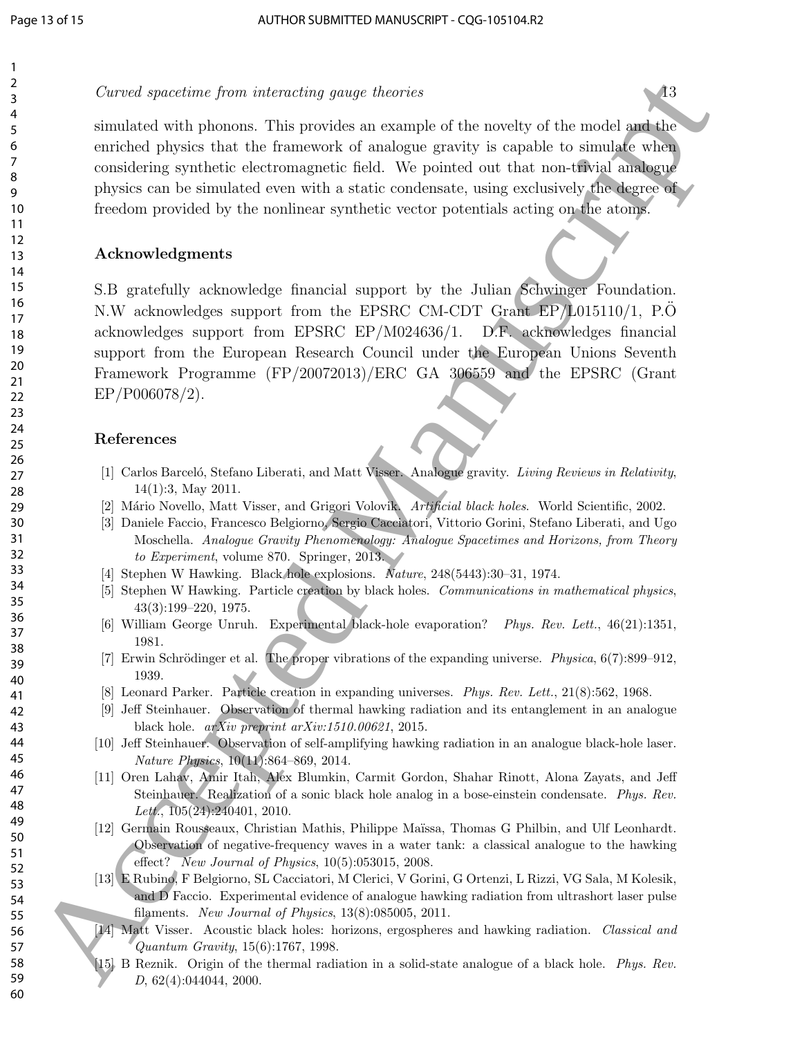simulated with phonons. This provides an example of the novelty of the model and the enriched physics that the framework of analogue gravity is capable to simulate when considering synthetic electromagnetic field. We pointed out that non-trivial analogue physics can be simulated even with a static condensate, using exclusively the degree of freedom provided by the nonlinear synthetic vector potentials acting on the atoms.

## Acknowledgments

S.B gratefully acknowledge financial support by the Julian Schwinger Foundation. N.W acknowledges support from the EPSRC CM-CDT Grant EP/L015110/1, P.Ö acknowledges support from EPSRC EP/M024636/1. D.F. acknowledges financial support from the European Research Council under the European Unions Seventh Framework Programme (FP/20072013)/ERC GA 306559 and the EPSRC (Grant EP/P006078/2).

## References

[1] Carlos Barceló, Stefano Liberati, and Matt Visser. Analogue gravity. *Living Reviews in Relativity*, 14(1):3, May 2011.

[2] Mário Novello, Matt Visser, and Grigori Volovik. *Artificial black holes*. World Scientific, 2002.

[3] Daniele Faccio, Francesco Belgiorno, Sergio Cacciatori, Vittorio Gorini, Stefano Liberati, and Ugo Moschella. *Analogue Gravity Phenomenology: Analogue Spacetimes and Horizons, from Theory to Experiment*, volume 870. Springer, 2013.

[4] Stephen W Hawking. Black hole explosions. *Nature*, 248(5443):30–31, 1974.

[5] Stephen W Hawking. Particle creation by black holes. *Communications in mathematical physics*, 43(3):199–220, 1975.

[6] William George Unruh. Experimental black-hole evaporation? *Phys. Rev. Lett.*, 46(21):1351, 1981.

[7] Erwin Schrödinger et al. The proper vibrations of the expanding universe. *Physica*, 6(7):899–912, 1939.

[8] Leonard Parker. Particle creation in expanding universes. *Phys. Rev. Lett.*, 21(8):562, 1968.

[9] Jeff Steinhauer. Observation of thermal hawking radiation and its entanglement in an analogue black hole. *arXiv preprint arXiv:1510.00621*, 2015.

[10] Jeff Steinhauer. Observation of self-amplifying hawking radiation in an analogue black-hole laser. *Nature Physics*, 10(11):864–869, 2014.

[11] Oren Lahav, Amir Itah, Alex Blumkin, Carmit Gordon, Shahar Rinott, Alona Zayats, and Jeff Steinhauer. Realization of a sonic black hole analog in a bose-einstein condensate. *Phys. Rev. Lett.*, 105(24):240401, 2010.

[12] Germain Rousseaux, Christian Mathis, Philippe Maïssa, Thomas G Philbin, and Ulf Leonhardt. Observation of negative-frequency waves in a water tank: a classical analogue to the hawking effect? *New Journal of Physics*, 10(5):053015, 2008.

[13] E Rubino, F Belgiorno, SL Cacciatori, M Clerici, V Gorini, G Ortenzi, L Rizzi, VG Sala, M Kolesik, and D Faccio. Experimental evidence of analogue hawking radiation from ultrashort laser pulse filaments. *New Journal of Physics*, 13(8):085005, 2011.

[14] Matt Visser. Acoustic black holes: horizons, ergospheres and hawking radiation. *Classical and Quantum Gravity*, 15(6):1767, 1998.

[15] B Reznik. Origin of the thermal radiation in a solid-state analogue of a black hole. *Phys. Rev. D*, 62(4):044044, 2000.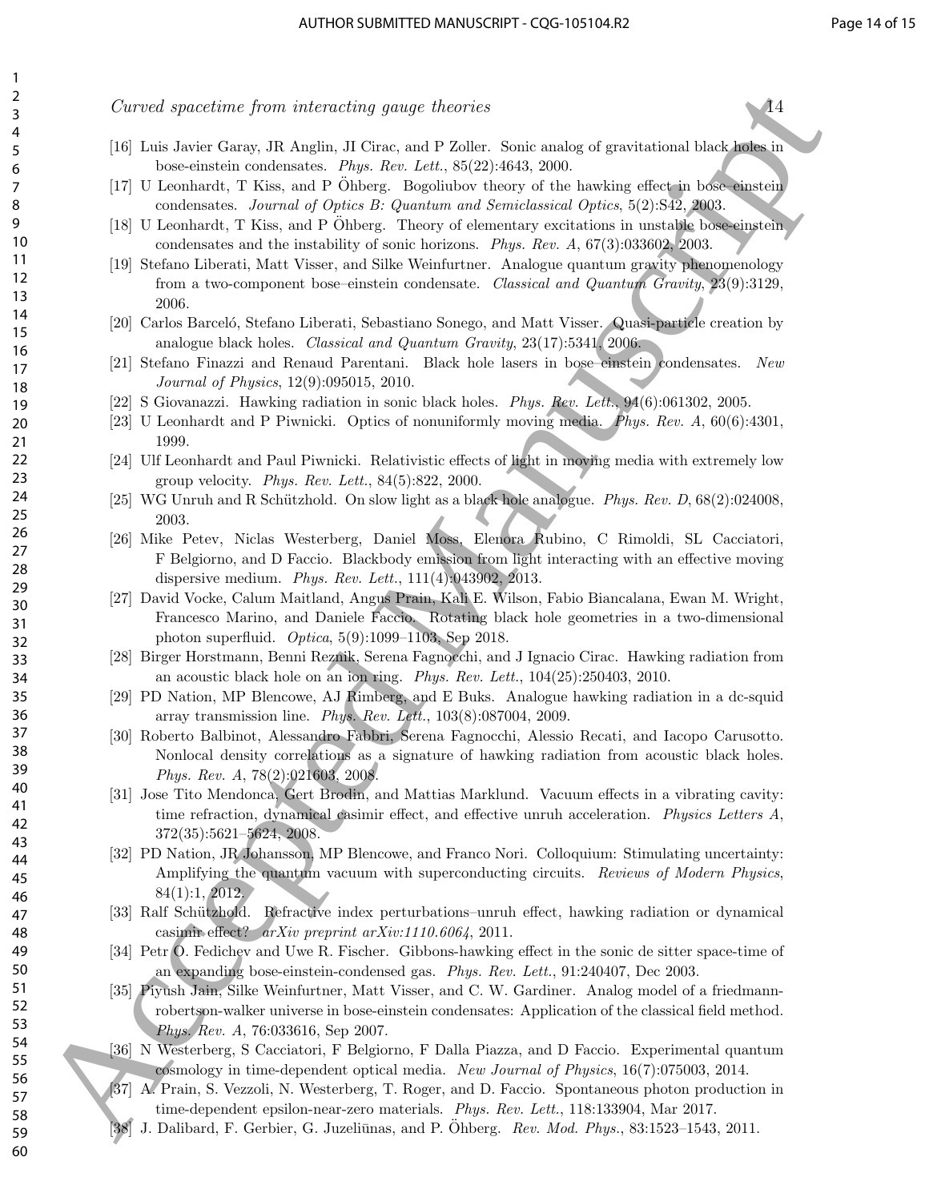[16] Luis Javier Garay, JR Anglin, JI Cirac, and P Zoller. Sonic analog of gravitational black holes in bose-einstein condensates. *Phys. Rev. Lett.*, 85(22):4643, 2000.

[17] U Leonhardt, T Kiss, and P Öhberg. Bogoliubov theory of the hawking effect in bose–einstein condensates. *Journal of Optics B: Quantum and Semiclassical Optics*, 5(2):S42, 2003.

[18] U Leonhardt, T Kiss, and P Öhberg. Theory of elementary excitations in unstable bose-einstein condensates and the instability of sonic horizons. *Phys. Rev. A*, 67(3):033602, 2003.

[19] Stefano Liberati, Matt Visser, and Silke Weinfurtner. Analogue quantum gravity phenomenology from a two-component bose–einstein condensate. *Classical and Quantum Gravity*, 23(9):3129, 2006.

[20] Carlos Barceló, Stefano Liberati, Sebastiano Sonego, and Matt Visser. Quasi-particle creation by analogue black holes. *Classical and Quantum Gravity*, 23(17):5341, 2006.

[21] Stefano Finazzi and Renaud Parentani. Black hole lasers in bose–einstein condensates. *New Journal of Physics*, 12(9):095015, 2010.

[22] S Giovanazzi. Hawking radiation in sonic black holes. *Phys. Rev. Lett.*, 94(6):061302, 2005.

[23] U Leonhardt and P Piwnicki. Optics of nonuniformly moving media. *Phys. Rev. A*, 60(6):4301, 1999.

[24] Ulf Leonhardt and Paul Piwnicki. Relativistic effects of light in moving media with extremely low group velocity. *Phys. Rev. Lett.*, 84(5):822, 2000.

[25] WG Unruh and R Schützhold. On slow light as a black hole analogue. *Phys. Rev. D*, 68(2):024008, 2003.

[26] Mike Petev, Niclas Westerberg, Daniel Moss, Elenora Rubino, C Rimoldi, SL Cacciatori, F Belgiorno, and D Faccio. Blackbody emission from light interacting with an effective moving dispersive medium. *Phys. Rev. Lett.*, 111(4):043902, 2013.

[27] David Vocke, Calum Maitland, Angus Prain, Kali E. Wilson, Fabio Biancalana, Ewan M. Wright, Francesco Marino, and Daniele Faccio. Rotating black hole geometries in a two-dimensional photon superfluid. *Optica*, 5(9):1099–1103, Sep 2018.

[28] Birger Horstmann, Benni Reznik, Serena Fagnocchi, and J Ignacio Cirac. Hawking radiation from an acoustic black hole on an ion ring. *Phys. Rev. Lett.*, 104(25):250403, 2010.

[29] PD Nation, MP Blencowe, AJ Rimberg, and E Buks. Analogue hawking radiation in a dc-squid array transmission line. *Phys. Rev. Lett.*, 103(8):087004, 2009.

[30] Roberto Balbinot, Alessandro Fabbri, Serena Fagnocchi, Alessio Recati, and Iacopo Carusotto. Nonlocal density correlations as a signature of hawking radiation from acoustic black holes. *Phys. Rev. A*, 78(2):021603, 2008.

[31] Jose Tito Mendonca, Gert Brodin, and Mattias Marklund. Vacuum effects in a vibrating cavity: time refraction, dynamical casimir effect, and effective unruh acceleration. *Physics Letters A*, 372(35):5621–5624, 2008.

[32] PD Nation, JR Johansson, MP Blencowe, and Franco Nori. Colloquium: Stimulating uncertainty: Amplifying the quantum vacuum with superconducting circuits. *Reviews of Modern Physics*, 84(1):1, 2012.

[33] Ralf Schützhold. Refractive index perturbations–unruh effect, hawking radiation or dynamical casimir effect? *arXiv preprint arXiv:1110.6064*, 2011.

[34] Petr O. Fedichev and Uwe R. Fischer. Gibbons-hawking effect in the sonic de sitter space-time of an expanding bose-einstein-condensed gas. *Phys. Rev. Lett.*, 91:240407, Dec 2003.

[35] Piyush Jain, Silke Weinfurtner, Matt Visser, and C. W. Gardiner. Analog model of a friedmann-robertson-walker universe in bose-einstein condensates: Application of the classical field method. *Phys. Rev. A*, 76:033616, Sep 2007.

[36] N Westerberg, S Cacciatori, F Belgiorno, F Dalla Piazza, and D Faccio. Experimental quantum cosmology in time-dependent optical media. *New Journal of Physics*, 16(7):075003, 2014.

[37] A. Prain, S. Vezzoli, N. Westerberg, T. Roger, and D. Faccio. Spontaneous photon production in time-dependent epsilon-near-zero materials. *Phys. Rev. Lett.*, 118:133904, Mar 2017.

[38] J. Dalibard, F. Gerbier, G. Juzeliūnas, and P. Öhberg. *Rev. Mod. Phys.*, 83:1523–1543, 2011.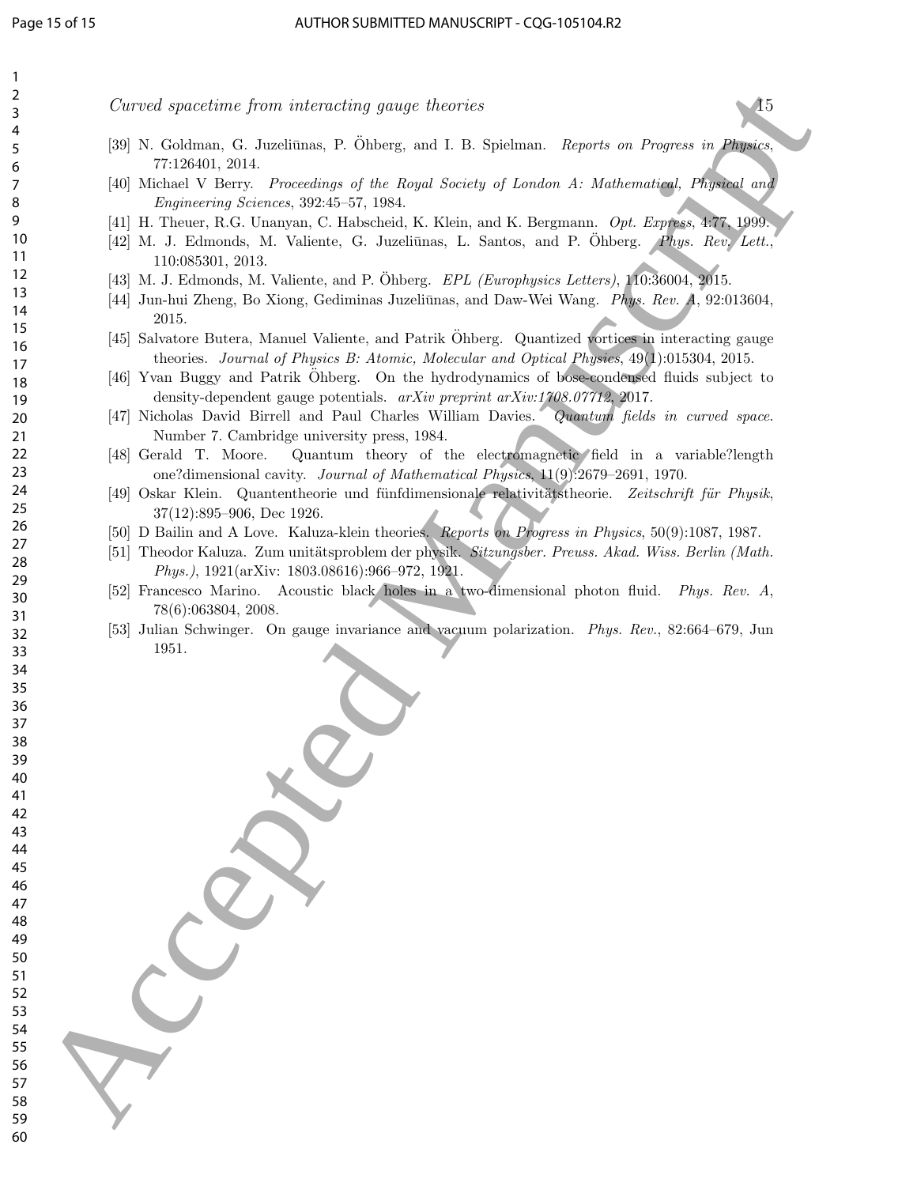[39] N. Goldman, G. Juzeliūnas, P. Öhberg, and I. B. Spielman. *Reports on Progress in Physics*, 77:126401, 2014.

[40] Michael V Berry. *Proceedings of the Royal Society of London A: Mathematical, Physical and Engineering Sciences*, 392:45–57, 1984.

[41] H. Theuer, R.G. Unanyan, C. Habscheid, K. Klein, and K. Bergmann. *Opt. Express*, 4:77, 1999.

[42] M. J. Edmonds, M. Valiente, G. Juzeliūnas, L. Santos, and P. Öhberg. *Phys. Rev. Lett.*, 110:085301, 2013.

[43] M. J. Edmonds, M. Valiente, and P. Öhberg. *EPL (Europhysics Letters)*, 110:36004, 2015.

[44] Jun-hui Zheng, Bo Xiong, Gediminas Juzeliūnas, and Daw-Wei Wang. *Phys. Rev. A*, 92:013604, 2015.

[45] Salvatore Butera, Manuel Valiente, and Patrik Öhberg. Quantized vortices in interacting gauge theories. *Journal of Physics B: Atomic, Molecular and Optical Physics*, 49(1):015304, 2015.

[46] Yvan Buggy and Patrik Öhberg. On the hydrodynamics of bose-condensed fluids subject to density-dependent gauge potentials. *arXiv preprint arXiv:1708.07712*, 2017.

[47] Nicholas David Birrell and Paul Charles William Davies. *Quantum fields in curved space*. Number 7. Cambridge university press, 1984.

[48] Gerald T. Moore. Quantum theory of the electromagnetic field in a variable?length one?dimensional cavity. *Journal of Mathematical Physics*, 11(9):2679–2691, 1970.

[49] Oskar Klein. Quantentheorie und fünfdimensionale relativitätstheorie. *Zeitschrift für Physik*, 37(12):895–906, Dec 1926.

[50] D Bailin and A Love. Kaluza-klein theories. *Reports on Progress in Physics*, 50(9):1087, 1987.

[51] Theodor Kaluza. Zum unitätsproblem der physik. *Sitzungsber. Preuss. Akad. Wiss. Berlin (Math. Phys.)*, 1921(arXiv: 1803.08616):966–972, 1921.

[52] Francesco Marino. Acoustic black holes in a two-dimensional photon fluid. *Phys. Rev. A*, 78(6):063804, 2008.

[53] Julian Schwinger. On gauge invariance and vacuum polarization. *Phys. Rev.*, 82:664–679, Jun 1951.